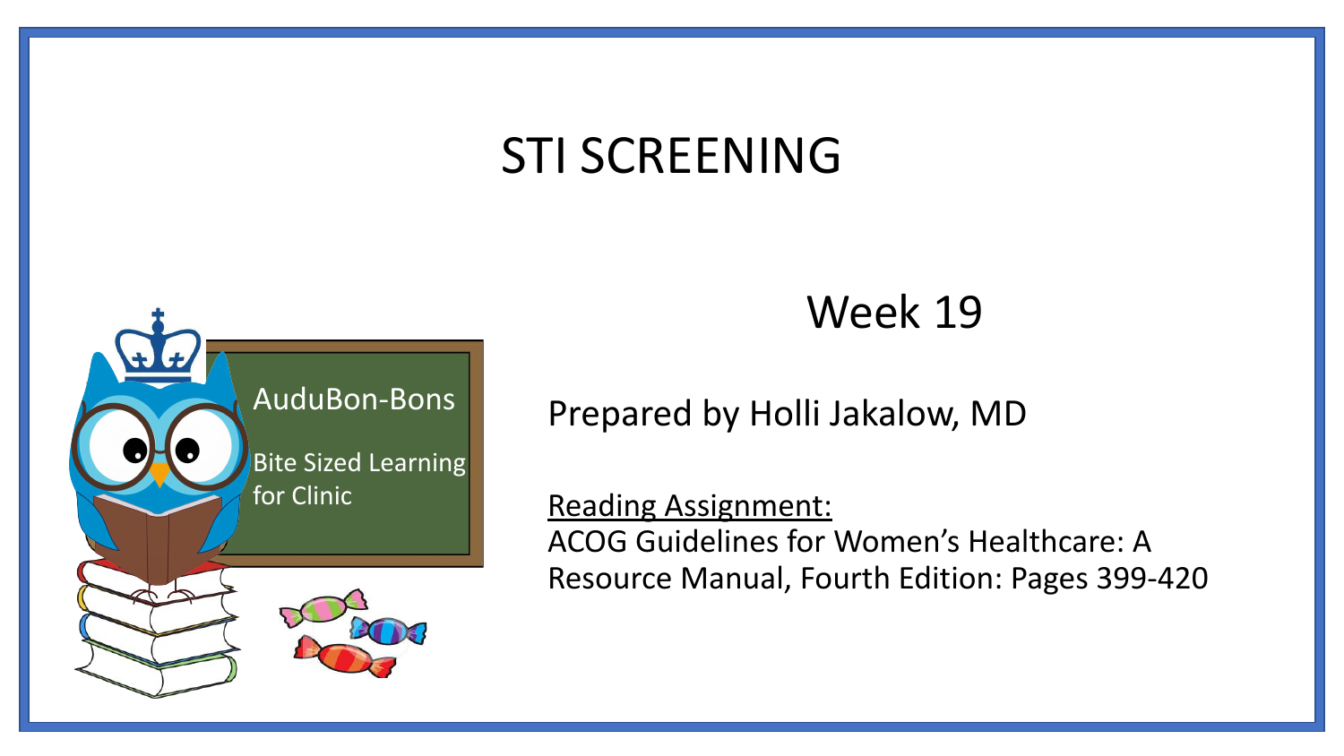# STI SCREENING

AuduBon-Bons

Bite Sized Learning for Clinic

## Week 19

Prepared by Holli Jakalow, MD

Reading Assignment:
ACOG Guidelines for Women's Healthcare: A Resource Manual, Fourth Edition: Pages 399-420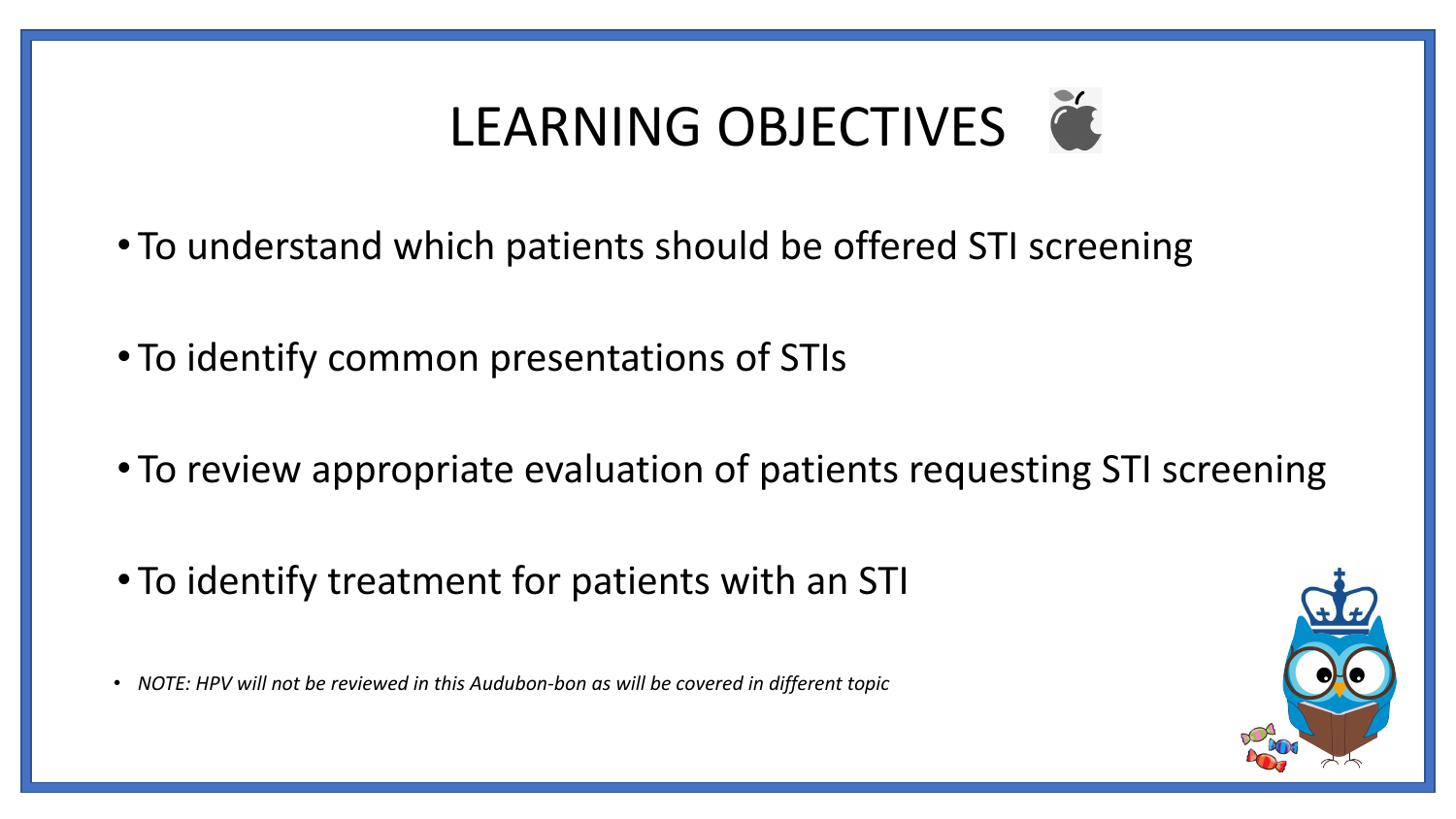# LEARNING OBJECTIVES

- To understand which patients should be offered STI screening
- To identify common presentations of STIs
- To review appropriate evaluation of patients requesting STI screening
- To identify treatment for patients with an STI

- *NOTE: HPV will not be reviewed in this Audubon-bon as will be covered in different topic*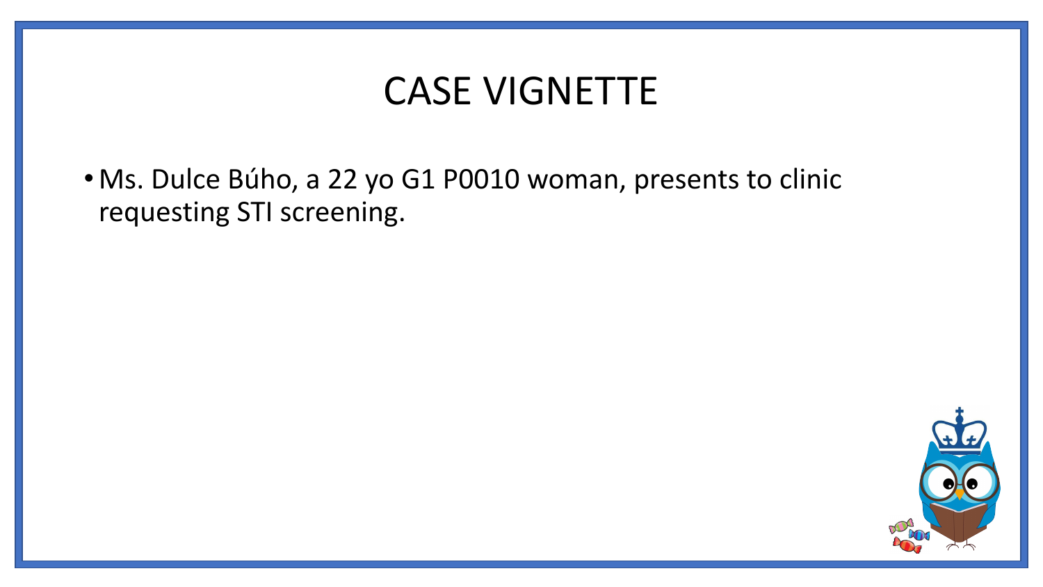# CASE VIGNETTE

- Ms. Dulce Búho, a 22 yo G1 P0010 woman, presents to clinic requesting STI screening.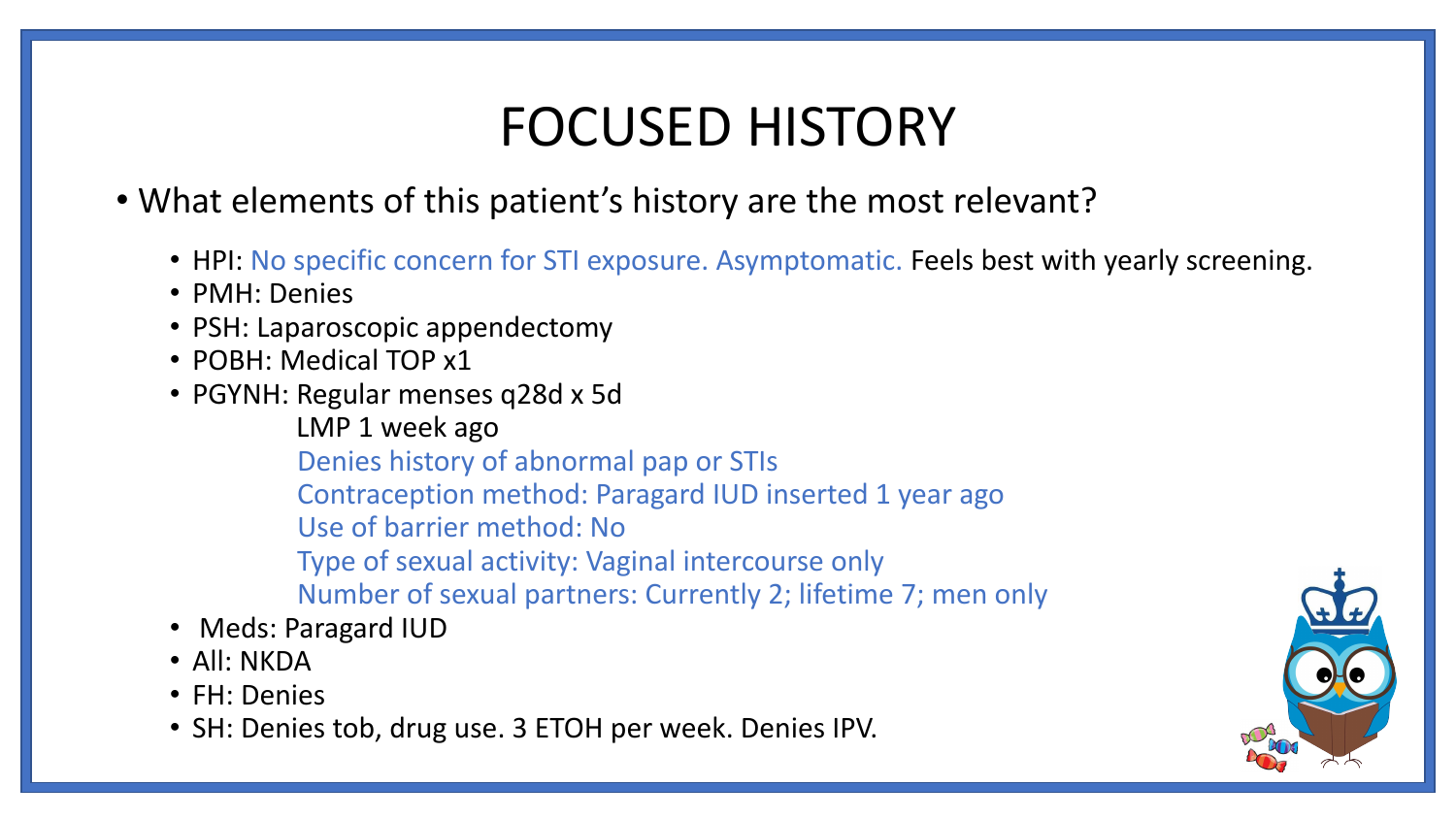# FOCUSED HISTORY

- What elements of this patient's history are the most relevant?
  - HPI: No specific concern for STI exposure. Asymptomatic. Feels best with yearly screening.
  - PMH: Denies
  - PSH: Laparoscopic appendectomy
  - POBH: Medical TOP x1
  - PGYNH: Regular menses q28d x 5d
    - LMP 1 week ago
    - Denies history of abnormal pap or STIs
    - Contraception method: Paragard IUD inserted 1 year ago
    - Use of barrier method: No
    - Type of sexual activity: Vaginal intercourse only
    - Number of sexual partners: Currently 2; lifetime 7; men only
  - Meds: Paragard IUD
  - All: NKDA
  - FH: Denies
  - SH: Denies tob, drug use. 3 ETOH per week. Denies IPV.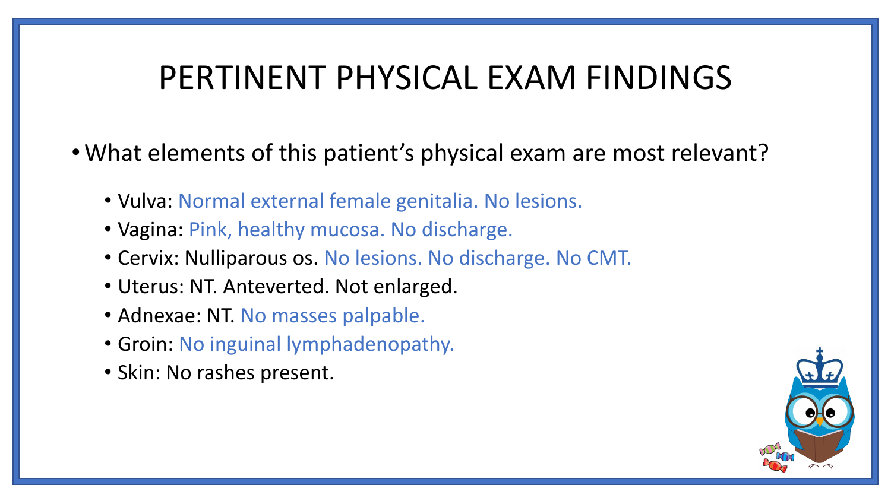# PERTINENT PHYSICAL EXAM FINDINGS

- What elements of this patient's physical exam are most relevant?
  - Vulva: Normal external female genitalia. No lesions.
  - Vagina: Pink, healthy mucosa. No discharge.
  - Cervix: Nulliparous os. No lesions. No discharge. No CMT.
  - Uterus: NT. Anteverted. Not enlarged.
  - Adnexae: NT. No masses palpable.
  - Groin: No inguinal lymphadenopathy.
  - Skin: No rashes present.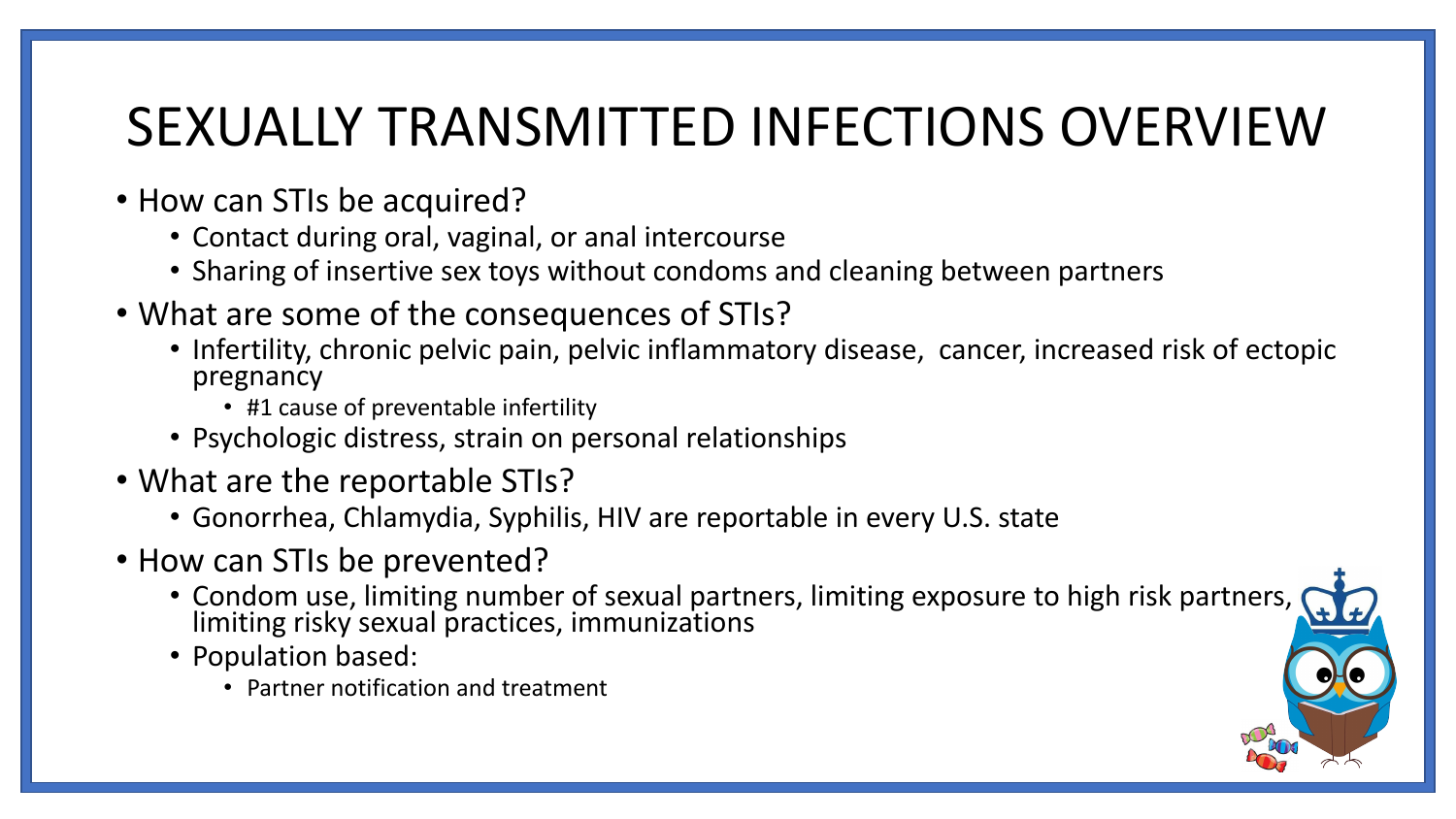# SEXUALLY TRANSMITTED INFECTIONS OVERVIEW

- How can STIs be acquired?
  - Contact during oral, vaginal, or anal intercourse
  - Sharing of insertive sex toys without condoms and cleaning between partners
- What are some of the consequences of STIs?
  - Infertility, chronic pelvic pain, pelvic inflammatory disease, cancer, increased risk of ectopic pregnancy
    - #1 cause of preventable infertility
  - Psychologic distress, strain on personal relationships
- What are the reportable STIs?
  - Gonorrhea, Chlamydia, Syphilis, HIV are reportable in every U.S. state
- How can STIs be prevented?
  - Condom use, limiting number of sexual partners, limiting exposure to high risk partners, limiting risky sexual practices, immunizations
  - Population based:
    - Partner notification and treatment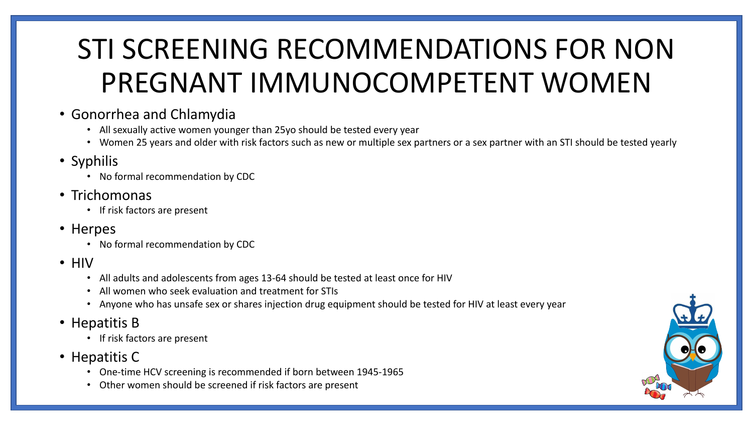# STI SCREENING RECOMMENDATIONS FOR NON PREGNANT IMMUNOCOMPETENT WOMEN

- Gonorrhea and Chlamydia
  - All sexually active women younger than 25yo should be tested every year
  - Women 25 years and older with risk factors such as new or multiple sex partners or a sex partner with an STI should be tested yearly
- Syphilis
  - No formal recommendation by CDC
- Trichomonas
  - If risk factors are present
- Herpes
  - No formal recommendation by CDC
- HIV
  - All adults and adolescents from ages 13-64 should be tested at least once for HIV
  - All women who seek evaluation and treatment for STIs
  - Anyone who has unsafe sex or shares injection drug equipment should be tested for HIV at least every year
- Hepatitis B
  - If risk factors are present
- Hepatitis C
  - One-time HCV screening is recommended if born between 1945-1965
  - Other women should be screened if risk factors are present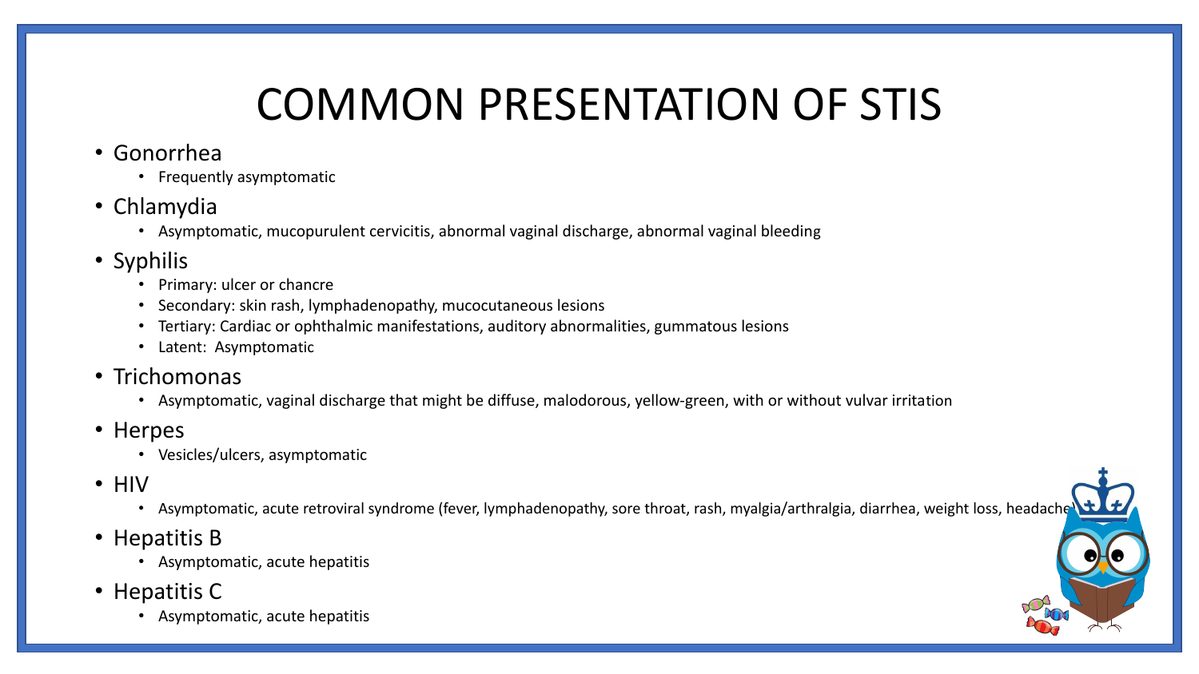# COMMON PRESENTATION OF STIS

- Gonorrhea
  - Frequently asymptomatic
- Chlamydia
  - Asymptomatic, mucopurulent cervicitis, abnormal vaginal discharge, abnormal vaginal bleeding
- Syphilis
  - Primary: ulcer or chancre
  - Secondary: skin rash, lymphadenopathy, mucocutaneous lesions
  - Tertiary: Cardiac or ophthalmic manifestations, auditory abnormalities, gummatous lesions
  - Latent: Asymptomatic
- Trichomonas
  - Asymptomatic, vaginal discharge that might be diffuse, malodorous, yellow-green, with or without vulvar irritation
- Herpes
  - Vesicles/ulcers, asymptomatic
- HIV
  - Asymptomatic, acute retroviral syndrome (fever, lymphadenopathy, sore throat, rash, myalgia/arthralgia, diarrhea, weight loss, headache)
- Hepatitis B
  - Asymptomatic, acute hepatitis
- Hepatitis C
  - Asymptomatic, acute hepatitis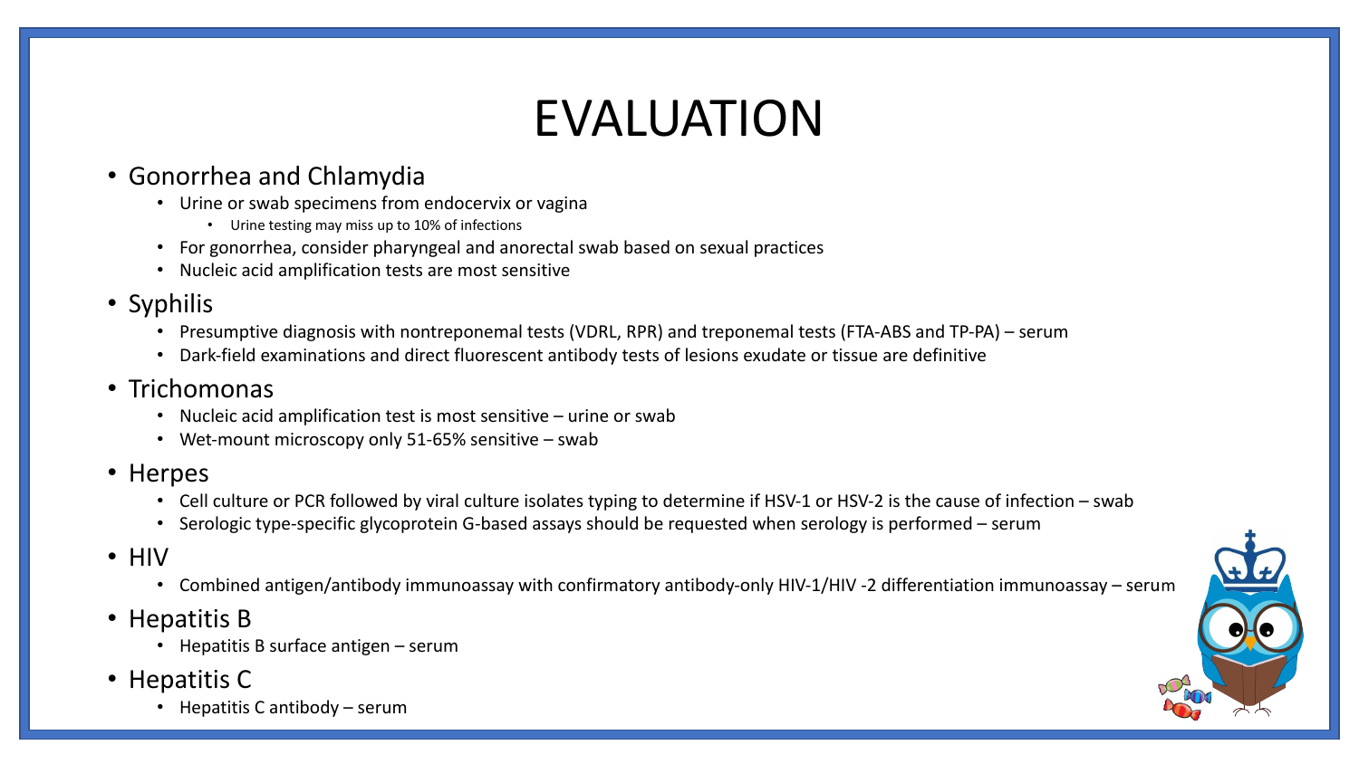# EVALUATION

- Gonorrhea and Chlamydia
  - Urine or swab specimens from endocervix or vagina
    - Urine testing may miss up to 10% of infections
  - For gonorrhea, consider pharyngeal and anorectal swab based on sexual practices
  - Nucleic acid amplification tests are most sensitive
- Syphilis
  - Presumptive diagnosis with nontreponemal tests (VDRL, RPR) and treponemal tests (FTA-ABS and TP-PA) – serum
  - Dark-field examinations and direct fluorescent antibody tests of lesions exudate or tissue are definitive
- Trichomonas
  - Nucleic acid amplification test is most sensitive – urine or swab
  - Wet-mount microscopy only 51-65% sensitive – swab
- Herpes
  - Cell culture or PCR followed by viral culture isolates typing to determine if HSV-1 or HSV-2 is the cause of infection – swab
  - Serologic type-specific glycoprotein G-based assays should be requested when serology is performed – serum
- HIV
  - Combined antigen/antibody immunoassay with confirmatory antibody-only HIV-1/HIV -2 differentiation immunoassay – serum
- Hepatitis B
  - Hepatitis B surface antigen – serum
- Hepatitis C
  - Hepatitis C antibody – serum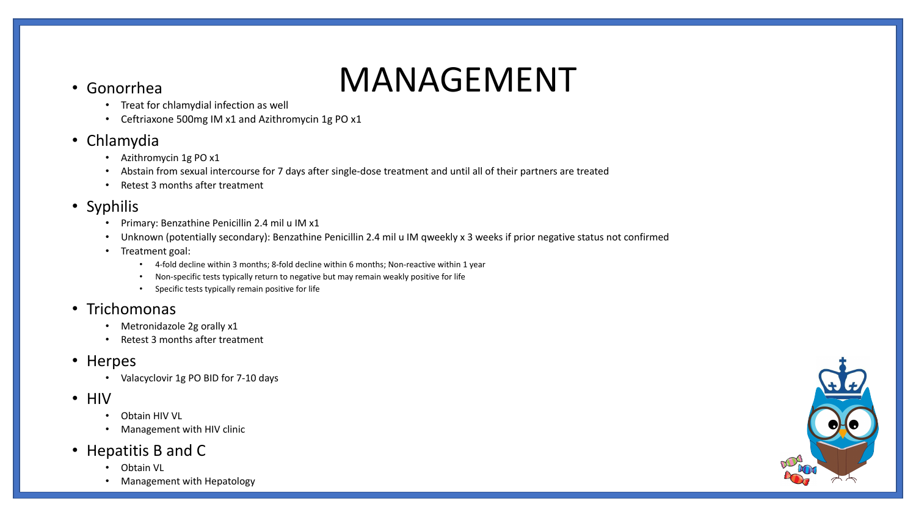# MANAGEMENT

- Gonorrhea
  - Treat for chlamydial infection as well
  - Ceftriaxone 500mg IM x1 and Azithromycin 1g PO x1
- Chlamydia
  - Azithromycin 1g PO x1
  - Abstain from sexual intercourse for 7 days after single-dose treatment and until all of their partners are treated
  - Retest 3 months after treatment
- Syphilis
  - Primary: Benzathine Penicillin 2.4 mil u IM x1
  - Unknown (potentially secondary): Benzathine Penicillin 2.4 mil u IM qweekly x 3 weeks if prior negative status not confirmed
  - Treatment goal:
    - 4-fold decline within 3 months; 8-fold decline within 6 months; Non-reactive within 1 year
    - Non-specific tests typically return to negative but may remain weakly positive for life
    - Specific tests typically remain positive for life
- Trichomonas
  - Metronidazole 2g orally x1
  - Retest 3 months after treatment
- Herpes
  - Valacyclovir 1g PO BID for 7-10 days
- HIV
  - Obtain HIV VL
  - Management with HIV clinic
- Hepatitis B and C
  - Obtain VL
  - Management with Hepatology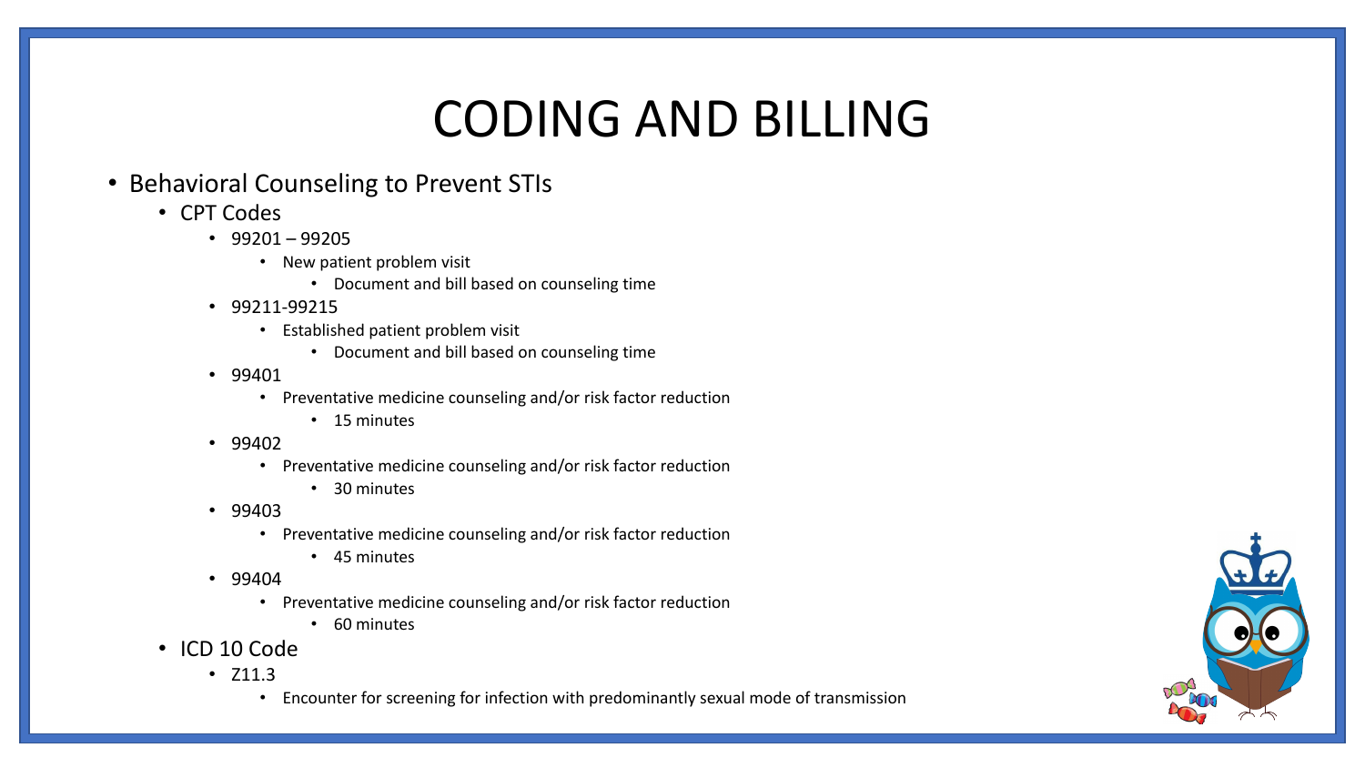# CODING AND BILLING

- Behavioral Counseling to Prevent STIs
  - CPT Codes
    - 99201 – 99205
      - New patient problem visit
        - Document and bill based on counseling time
    - 99211-99215
      - Established patient problem visit
        - Document and bill based on counseling time
    - 99401
      - Preventative medicine counseling and/or risk factor reduction
        - 15 minutes
    - 99402
      - Preventative medicine counseling and/or risk factor reduction
        - 30 minutes
    - 99403
      - Preventative medicine counseling and/or risk factor reduction
        - 45 minutes
    - 99404
      - Preventative medicine counseling and/or risk factor reduction
        - 60 minutes
  - ICD 10 Code
    - Z11.3
      - Encounter for screening for infection with predominantly sexual mode of transmission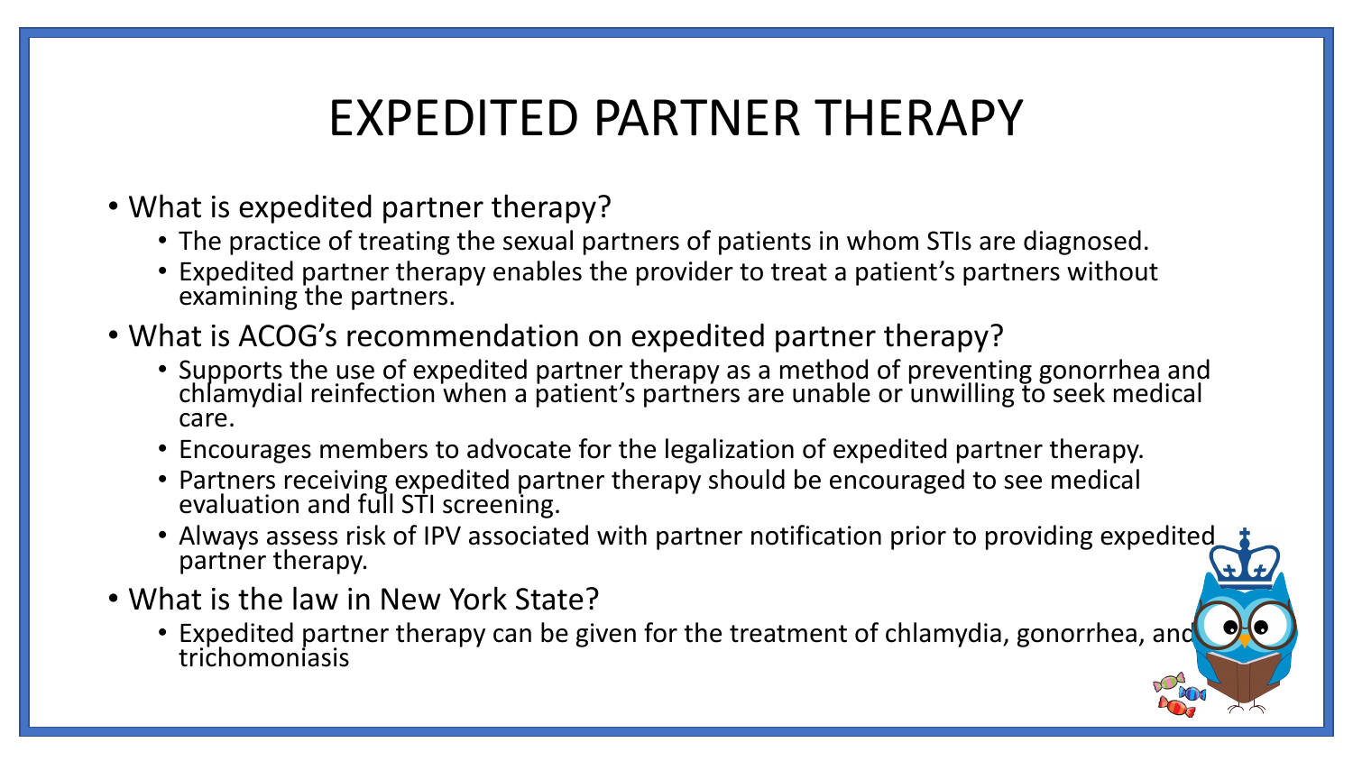# EXPEDITED PARTNER THERAPY

- What is expedited partner therapy?
  - The practice of treating the sexual partners of patients in whom STIs are diagnosed.
  - Expedited partner therapy enables the provider to treat a patient's partners without examining the partners.
- What is ACOG's recommendation on expedited partner therapy?
  - Supports the use of expedited partner therapy as a method of preventing gonorrhea and chlamydial reinfection when a patient's partners are unable or unwilling to seek medical care.
  - Encourages members to advocate for the legalization of expedited partner therapy.
  - Partners receiving expedited partner therapy should be encouraged to see medical evaluation and full STI screening.
  - Always assess risk of IPV associated with partner notification prior to providing expedited partner therapy.
- What is the law in New York State?
  - Expedited partner therapy can be given for the treatment of chlamydia, gonorrhea, and trichomoniasis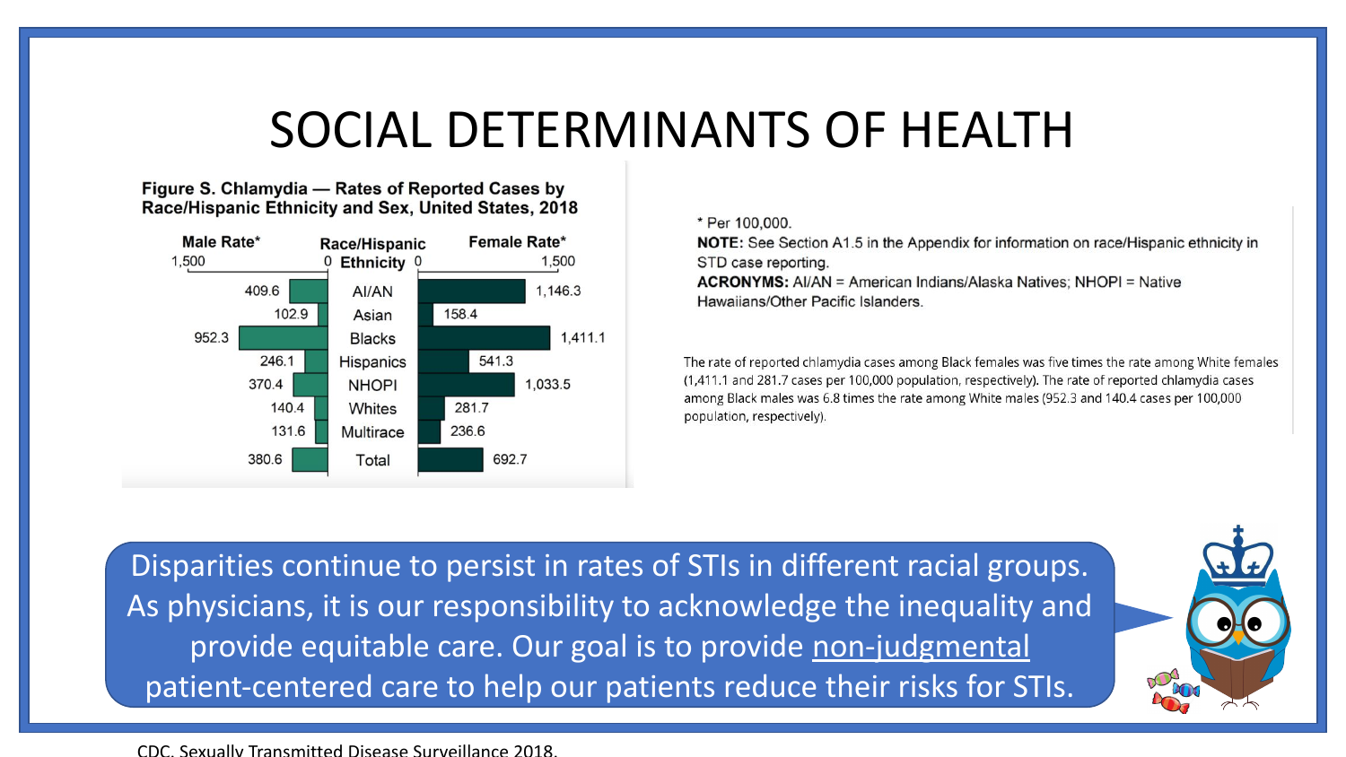# SOCIAL DETERMINANTS OF HEALTH

**Figure S. Chlamydia — Rates of Reported Cases by Race/Hispanic Ethnicity and Sex, United States, 2018**

| Male Rate* | Race/Hispanic Ethnicity | Female Rate* |
|---|---|---|
| 409.6 | AI/AN | 1,146.3 |
| 102.9 | Asian | 158.4 |
| 952.3 | Blacks | 1,411.1 |
| 246.1 | Hispanics | 541.3 |
| 370.4 | NHOPI | 1,033.5 |
| 140.4 | Whites | 281.7 |
| 131.6 | Multirace | 236.6 |
| 380.6 | Total | 692.7 |

\* Per 100,000.

**NOTE:** See Section A1.5 in the Appendix for information on race/Hispanic ethnicity in STD case reporting.

**ACRONYMS:** AI/AN = American Indians/Alaska Natives; NHOPI = Native Hawaiians/Other Pacific Islanders.

The rate of reported chlamydia cases among Black females was five times the rate among White females (1,411.1 and 281.7 cases per 100,000 population, respectively). The rate of reported chlamydia cases among Black males was 6.8 times the rate among White males (952.3 and 140.4 cases per 100,000 population, respectively).

Disparities continue to persist in rates of STIs in different racial groups. As physicians, it is our responsibility to acknowledge the inequality and provide equitable care. Our goal is to provide non-judgmental patient-centered care to help our patients reduce their risks for STIs.

CDC. Sexually Transmitted Disease Surveillance 2018.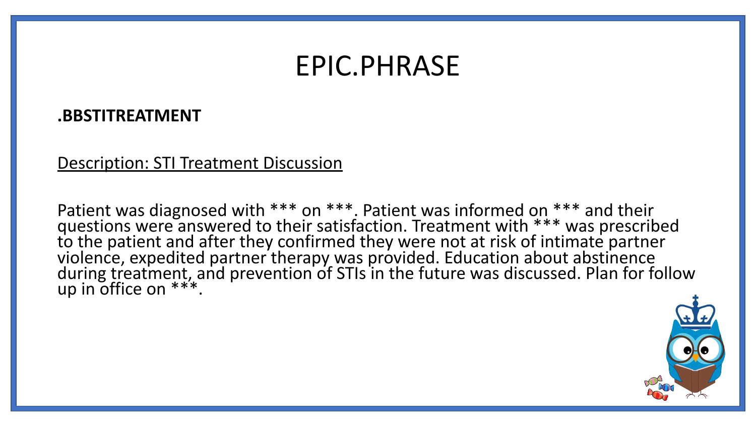# EPIC.PHRASE

**.BBSTITREATMENT**

Description: STI Treatment Discussion

Patient was diagnosed with *** on ***. Patient was informed on *** and their questions were answered to their satisfaction. Treatment with *** was prescribed to the patient and after they confirmed they were not at risk of intimate partner violence, expedited partner therapy was provided. Education about abstinence during treatment, and prevention of STIs in the future was discussed. Plan for follow up in office on ***.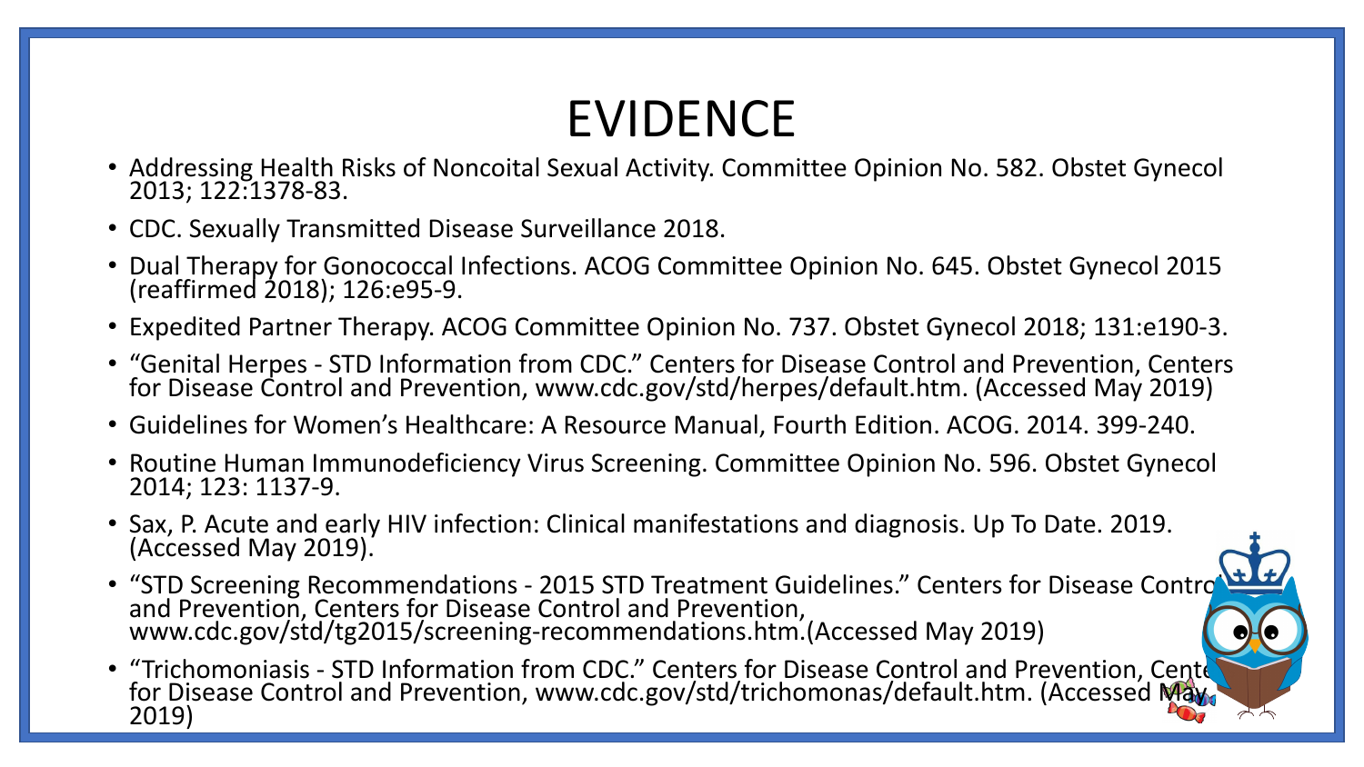# EVIDENCE

- Addressing Health Risks of Noncoital Sexual Activity. Committee Opinion No. 582. Obstet Gynecol 2013; 122:1378-83.
- CDC. Sexually Transmitted Disease Surveillance 2018.
- Dual Therapy for Gonococcal Infections. ACOG Committee Opinion No. 645. Obstet Gynecol 2015 (reaffirmed 2018); 126:e95-9.
- Expedited Partner Therapy. ACOG Committee Opinion No. 737. Obstet Gynecol 2018; 131:e190-3.
- "Genital Herpes - STD Information from CDC." Centers for Disease Control and Prevention, Centers for Disease Control and Prevention, www.cdc.gov/std/herpes/default.htm. (Accessed May 2019)
- Guidelines for Women's Healthcare: A Resource Manual, Fourth Edition. ACOG. 2014. 399-240.
- Routine Human Immunodeficiency Virus Screening. Committee Opinion No. 596. Obstet Gynecol 2014; 123: 1137-9.
- Sax, P. Acute and early HIV infection: Clinical manifestations and diagnosis. Up To Date. 2019. (Accessed May 2019).
- "STD Screening Recommendations - 2015 STD Treatment Guidelines." Centers for Disease Control and Prevention, Centers for Disease Control and Prevention, www.cdc.gov/std/tg2015/screening-recommendations.htm.(Accessed May 2019)
- "Trichomoniasis - STD Information from CDC." Centers for Disease Control and Prevention, Centers for Disease Control and Prevention, www.cdc.gov/std/trichomonas/default.htm. (Accessed May 2019)